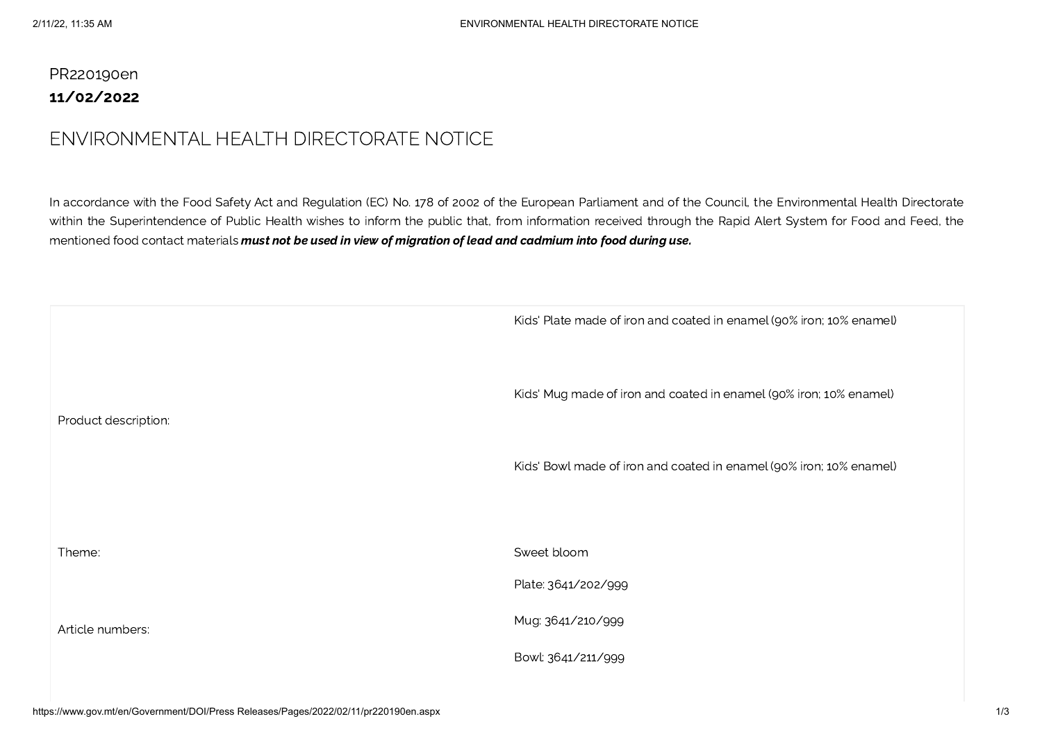PR220190en

**11/02/2022**

# ENVIRONMENTAL HEALTH DIRECTORATE NOTICE

In accordance with the Food Safety Act and Regulation (EC) No. 178 of 2002 of the European Parliament and of the Council, the Environmental Health Directorate within the Superintendence of Public Health wishes to inform the public that, from information received through the Rapid Alert System for Food and Feed, the mentioned food contact materials ***must not be used in view of migration of lead and cadmium into food during use.***

| | |
|---|---|
| Product description: | Kids' Plate made of iron and coated in enamel (90% iron; 10% enamel)<br><br>Kids' Mug made of iron and coated in enamel (90% iron; 10% enamel)<br><br>Kids' Bowl made of iron and coated in enamel (90% iron; 10% enamel) |
| Theme: | Sweet bloom |
| Article numbers: | Plate: 3641/202/999<br><br>Mug: 3641/210/999<br><br>Bowl: 3641/211/999 |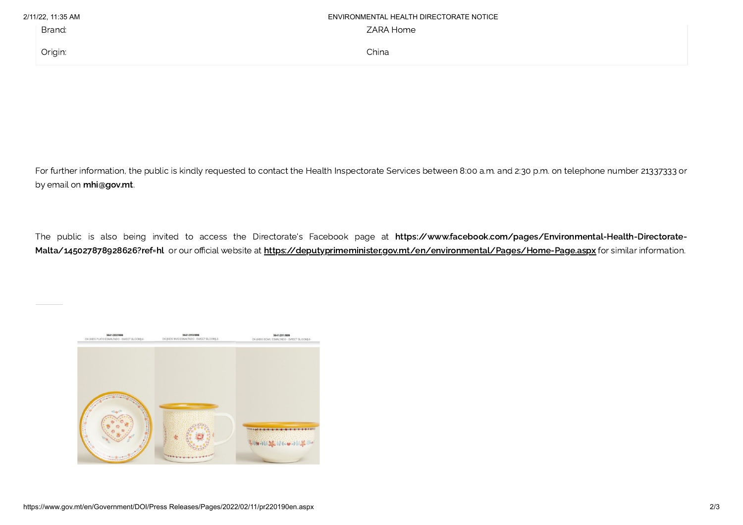| | |
| --- | --- |
| Brand: | ZARA Home |
| Origin: | China |

For further information, the public is kindly requested to contact the Health Inspectorate Services between 8:00 a.m. and 2:30 p.m. on telephone number 21337333 or by email on **mhi@gov.mt**.

The public is also being invited to access the Directorate's Facebook page at **https://www.facebook.com/pages/Environmental-Health-Directorate-Malta/145027878928626?ref=hl** or our official website at **https://deputyprimeminister.gov.mt/en/environmental/Pages/Home-Page.aspx** for similar information.